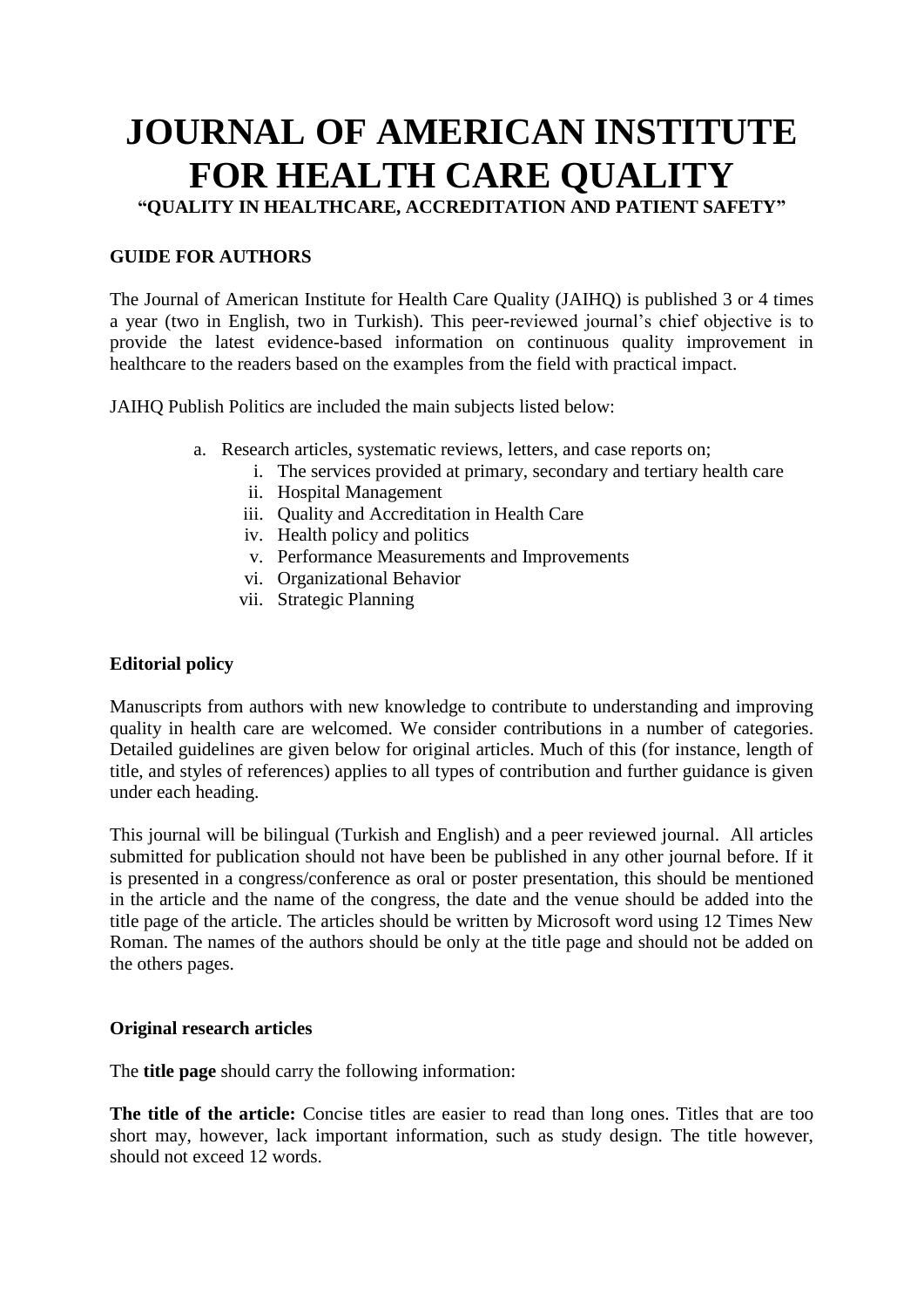# JOURNAL OF AMERICAN INSTITUTE FOR HEALTH CARE QUALITY

**"QUALITY IN HEALTHCARE, ACCREDITATION AND PATIENT SAFETY"**

## GUIDE FOR AUTHORS

The Journal of American Institute for Health Care Quality (JAIHQ) is published 3 or 4 times a year (two in English, two in Turkish). This peer-reviewed journal's chief objective is to provide the latest evidence-based information on continuous quality improvement in healthcare to the readers based on the examples from the field with practical impact.

JAIHQ Publish Politics are included the main subjects listed below:

a. Research articles, systematic reviews, letters, and case reports on;
   i. The services provided at primary, secondary and tertiary health care
   ii. Hospital Management
   iii. Quality and Accreditation in Health Care
   iv. Health policy and politics
   v. Performance Measurements and Improvements
   vi. Organizational Behavior
   vii. Strategic Planning

## Editorial policy

Manuscripts from authors with new knowledge to contribute to understanding and improving quality in health care are welcomed. We consider contributions in a number of categories. Detailed guidelines are given below for original articles. Much of this (for instance, length of title, and styles of references) applies to all types of contribution and further guidance is given under each heading.

This journal will be bilingual (Turkish and English) and a peer reviewed journal. All articles submitted for publication should not have been be published in any other journal before. If it is presented in a congress/conference as oral or poster presentation, this should be mentioned in the article and the name of the congress, the date and the venue should be added into the title page of the article. The articles should be written by Microsoft word using 12 Times New Roman. The names of the authors should be only at the title page and should not be added on the others pages.

## Original research articles

The **title page** should carry the following information:

**The title of the article:** Concise titles are easier to read than long ones. Titles that are too short may, however, lack important information, such as study design. The title however, should not exceed 12 words.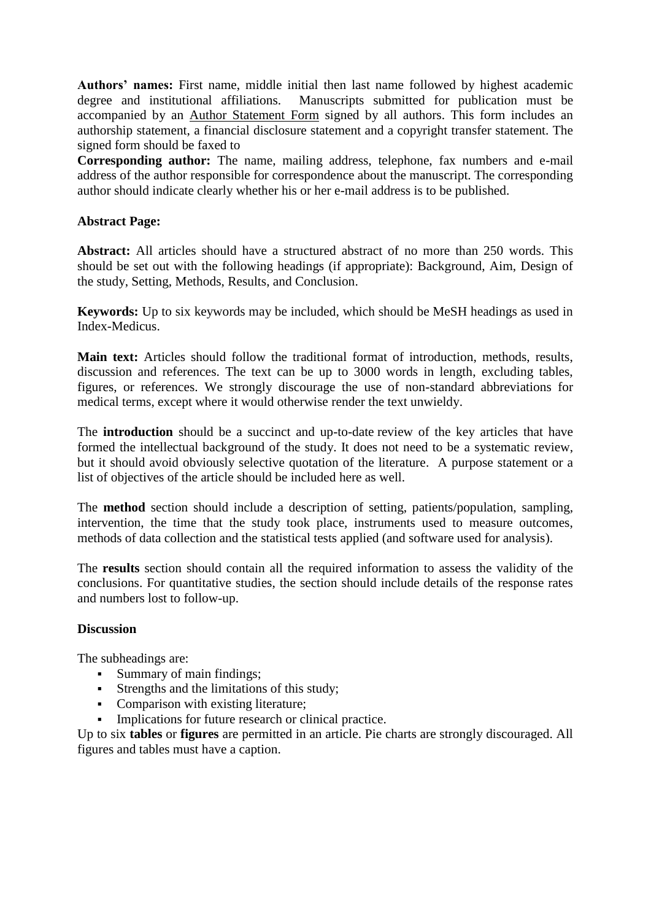**Authors' names:** First name, middle initial then last name followed by highest academic degree and institutional affiliations. Manuscripts submitted for publication must be accompanied by an Author Statement Form signed by all authors. This form includes an authorship statement, a financial disclosure statement and a copyright transfer statement. The signed form should be faxed to

**Corresponding author:** The name, mailing address, telephone, fax numbers and e-mail address of the author responsible for correspondence about the manuscript. The corresponding author should indicate clearly whether his or her e-mail address is to be published.

**Abstract Page:**

**Abstract:** All articles should have a structured abstract of no more than 250 words. This should be set out with the following headings (if appropriate): Background, Aim, Design of the study, Setting, Methods, Results, and Conclusion.

**Keywords:** Up to six keywords may be included, which should be MeSH headings as used in Index-Medicus.

**Main text:** Articles should follow the traditional format of introduction, methods, results, discussion and references. The text can be up to 3000 words in length, excluding tables, figures, or references. We strongly discourage the use of non-standard abbreviations for medical terms, except where it would otherwise render the text unwieldy.

The **introduction** should be a succinct and up-to-date review of the key articles that have formed the intellectual background of the study. It does not need to be a systematic review, but it should avoid obviously selective quotation of the literature. A purpose statement or a list of objectives of the article should be included here as well.

The **method** section should include a description of setting, patients/population, sampling, intervention, the time that the study took place, instruments used to measure outcomes, methods of data collection and the statistical tests applied (and software used for analysis).

The **results** section should contain all the required information to assess the validity of the conclusions. For quantitative studies, the section should include details of the response rates and numbers lost to follow-up.

**Discussion**

The subheadings are:

- Summary of main findings;
- Strengths and the limitations of this study;
- Comparison with existing literature;
- Implications for future research or clinical practice.

Up to six **tables** or **figures** are permitted in an article. Pie charts are strongly discouraged. All figures and tables must have a caption.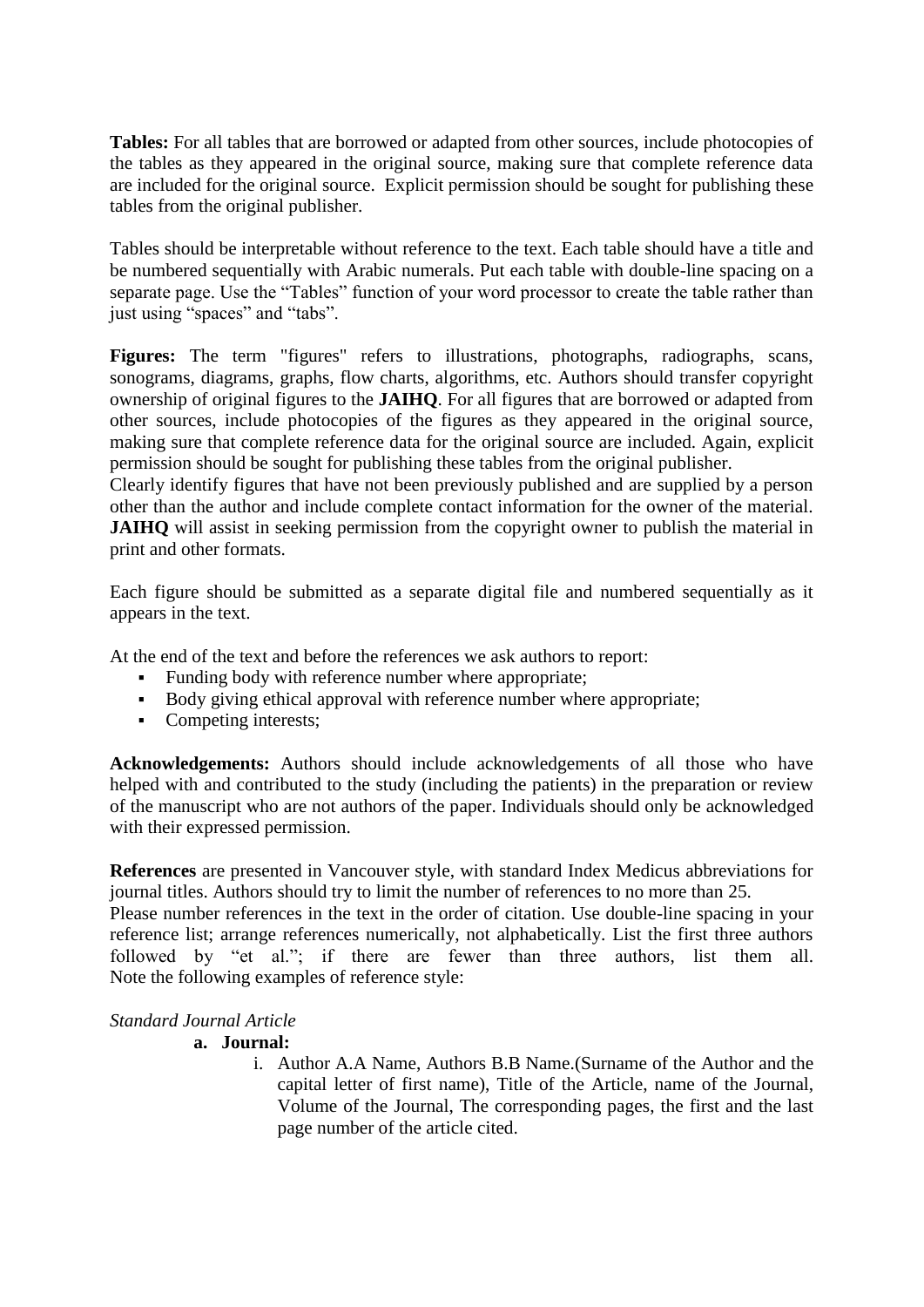**Tables:** For all tables that are borrowed or adapted from other sources, include photocopies of the tables as they appeared in the original source, making sure that complete reference data are included for the original source. Explicit permission should be sought for publishing these tables from the original publisher.

Tables should be interpretable without reference to the text. Each table should have a title and be numbered sequentially with Arabic numerals. Put each table with double-line spacing on a separate page. Use the “Tables” function of your word processor to create the table rather than just using “spaces” and “tabs”.

**Figures:** The term "figures" refers to illustrations, photographs, radiographs, scans, sonograms, diagrams, graphs, flow charts, algorithms, etc. Authors should transfer copyright ownership of original figures to the **JAIHQ**. For all figures that are borrowed or adapted from other sources, include photocopies of the figures as they appeared in the original source, making sure that complete reference data for the original source are included. Again, explicit permission should be sought for publishing these tables from the original publisher.
Clearly identify figures that have not been previously published and are supplied by a person other than the author and include complete contact information for the owner of the material. **JAIHQ** will assist in seeking permission from the copyright owner to publish the material in print and other formats.

Each figure should be submitted as a separate digital file and numbered sequentially as it appears in the text.

At the end of the text and before the references we ask authors to report:

- Funding body with reference number where appropriate;
- Body giving ethical approval with reference number where appropriate;
- Competing interests;

**Acknowledgements:** Authors should include acknowledgements of all those who have helped with and contributed to the study (including the patients) in the preparation or review of the manuscript who are not authors of the paper. Individuals should only be acknowledged with their expressed permission.

**References** are presented in Vancouver style, with standard Index Medicus abbreviations for journal titles. Authors should try to limit the number of references to no more than 25.
Please number references in the text in the order of citation. Use double-line spacing in your reference list; arrange references numerically, not alphabetically. List the first three authors followed by “et al.”; if there are fewer than three authors, list them all. Note the following examples of reference style:

*Standard Journal Article*

**a. Journal:**

i. Author A.A Name, Authors B.B Name.(Surname of the Author and the capital letter of first name), Title of the Article, name of the Journal, Volume of the Journal, The corresponding pages, the first and the last page number of the article cited.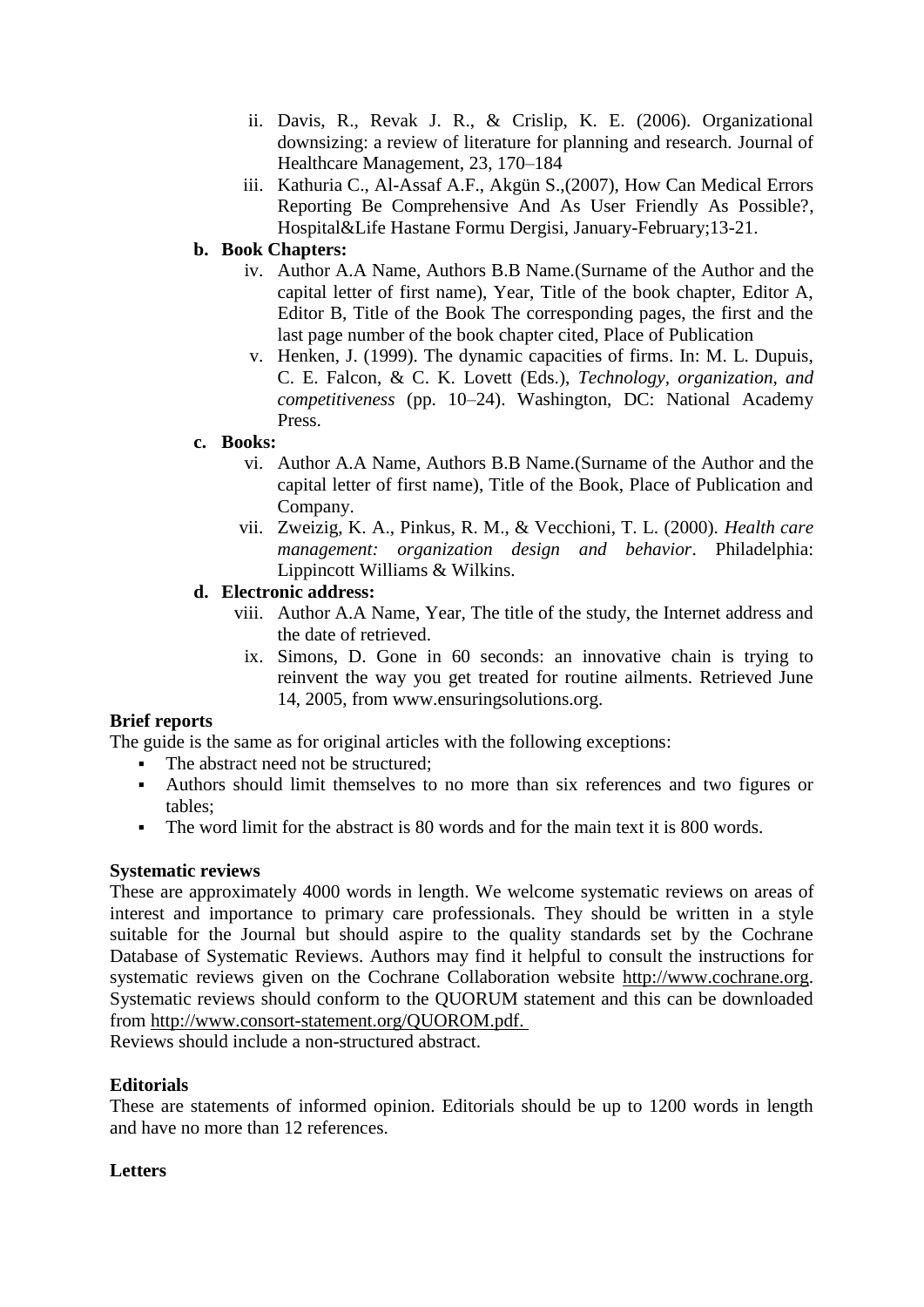ii. Davis, R., Revak J. R., & Crislip, K. E. (2006). Organizational downsizing: a review of literature for planning and research. Journal of Healthcare Management, 23, 170–184

iii. Kathuria C., Al-Assaf A.F., Akgün S.,(2007), How Can Medical Errors Reporting Be Comprehensive And As User Friendly As Possible?, Hospital&Life Hastane Formu Dergisi, January-February;13-21.

**b. Book Chapters:**

iv. Author A.A Name, Authors B.B Name.(Surname of the Author and the capital letter of first name), Year, Title of the book chapter, Editor A, Editor B, Title of the Book The corresponding pages, the first and the last page number of the book chapter cited, Place of Publication

v. Henken, J. (1999). The dynamic capacities of firms. In: M. L. Dupuis, C. E. Falcon, & C. K. Lovett (Eds.), *Technology, organization, and competitiveness* (pp. 10–24). Washington, DC: National Academy Press.

**c. Books:**

vi. Author A.A Name, Authors B.B Name.(Surname of the Author and the capital letter of first name), Title of the Book, Place of Publication and Company.

vii. Zweizig, K. A., Pinkus, R. M., & Vecchioni, T. L. (2000). *Health care management: organization design and behavior*. Philadelphia: Lippincott Williams & Wilkins.

**d. Electronic address:**

viii. Author A.A Name, Year, The title of the study, the Internet address and the date of retrieved.

ix. Simons, D. Gone in 60 seconds: an innovative chain is trying to reinvent the way you get treated for routine ailments. Retrieved June 14, 2005, from www.ensuringsolutions.org.

**Brief reports**

The guide is the same as for original articles with the following exceptions:

- The abstract need not be structured;
- Authors should limit themselves to no more than six references and two figures or tables;
- The word limit for the abstract is 80 words and for the main text it is 800 words.

**Systematic reviews**

These are approximately 4000 words in length. We welcome systematic reviews on areas of interest and importance to primary care professionals. They should be written in a style suitable for the Journal but should aspire to the quality standards set by the Cochrane Database of Systematic Reviews. Authors may find it helpful to consult the instructions for systematic reviews given on the Cochrane Collaboration website http://www.cochrane.org. Systematic reviews should conform to the QUORUM statement and this can be downloaded from http://www.consort-statement.org/QUOROM.pdf.

Reviews should include a non-structured abstract.

**Editorials**

These are statements of informed opinion. Editorials should be up to 1200 words in length and have no more than 12 references.

**Letters**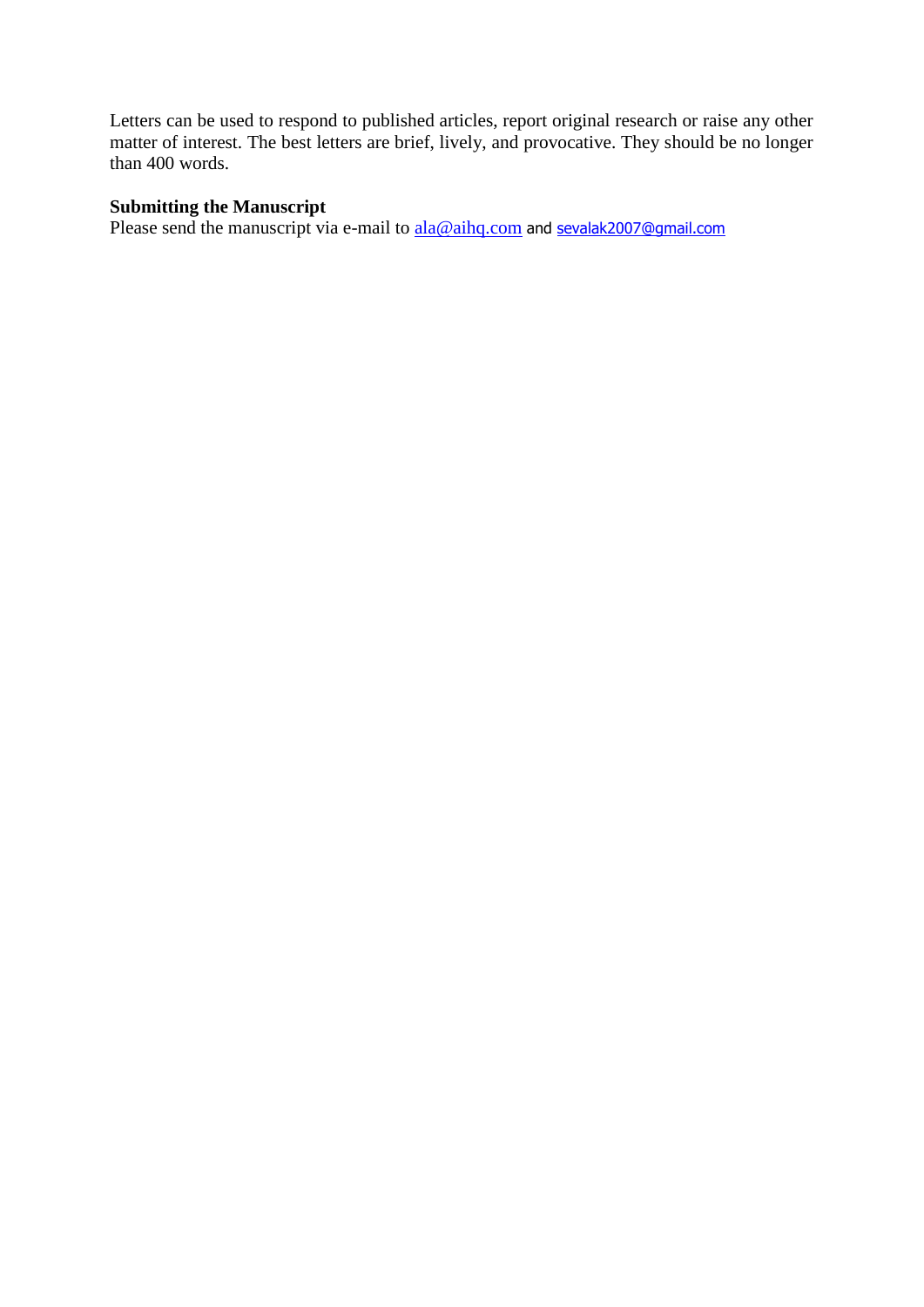Letters can be used to respond to published articles, report original research or raise any other matter of interest. The best letters are brief, lively, and provocative. They should be no longer than 400 words.

**Submitting the Manuscript**

Please send the manuscript via e-mail to ala@aihq.com and sevalak2007@gmail.com